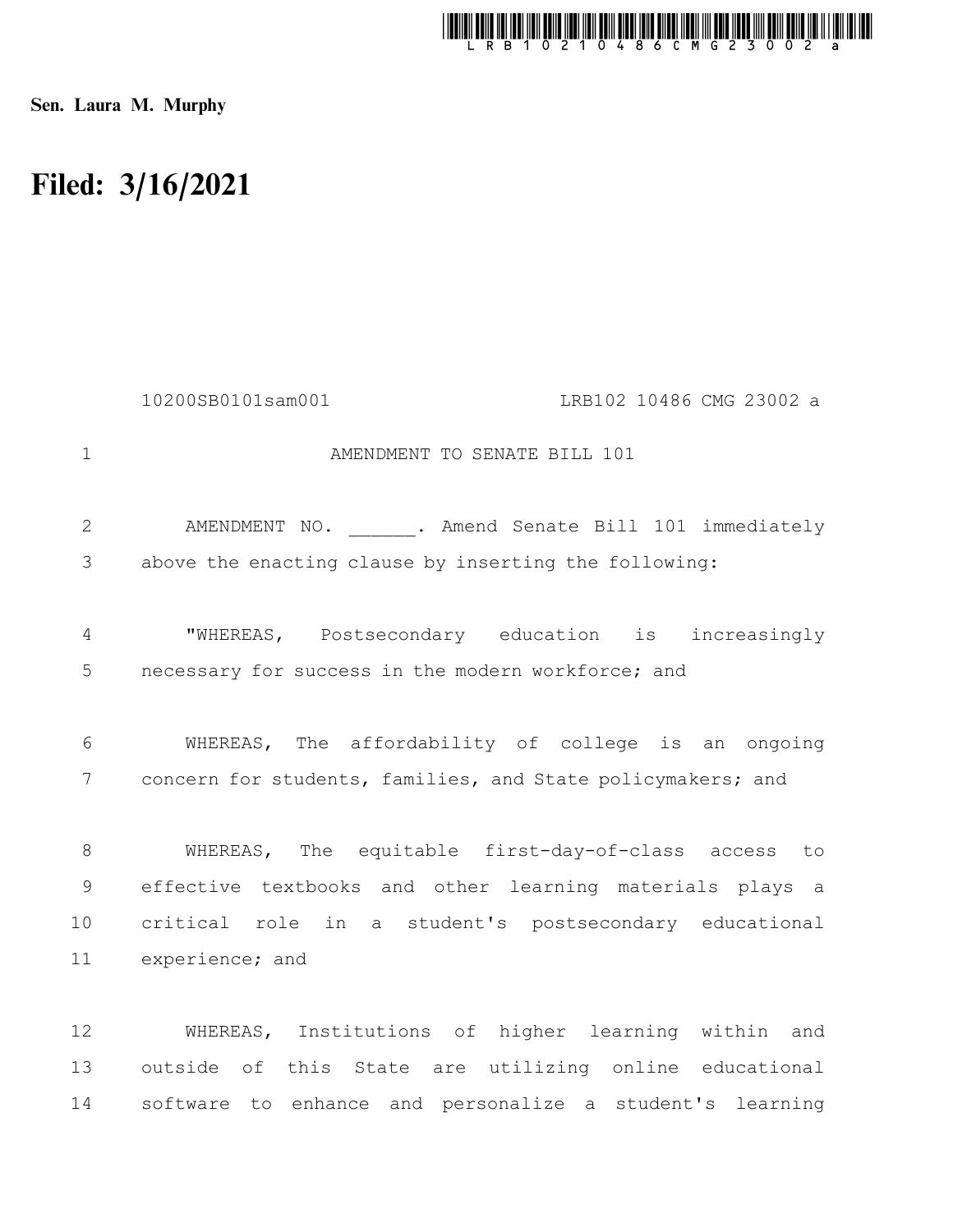Sen. Laura M. Murphy

# Filed: 3/16/2021

10200SB0101sam001 LRB102 10486 CMG 23002 a

AMENDMENT TO SENATE BILL 101

AMENDMENT NO. ______. Amend Senate Bill 101 immediately above the enacting clause by inserting the following:

"WHEREAS, Postsecondary education is increasingly necessary for success in the modern workforce; and

WHEREAS, The affordability of college is an ongoing concern for students, families, and State policymakers; and

WHEREAS, The equitable first-day-of-class access to effective textbooks and other learning materials plays a critical role in a student's postsecondary educational experience; and

WHEREAS, Institutions of higher learning within and outside of this State are utilizing online educational software to enhance and personalize a student's learning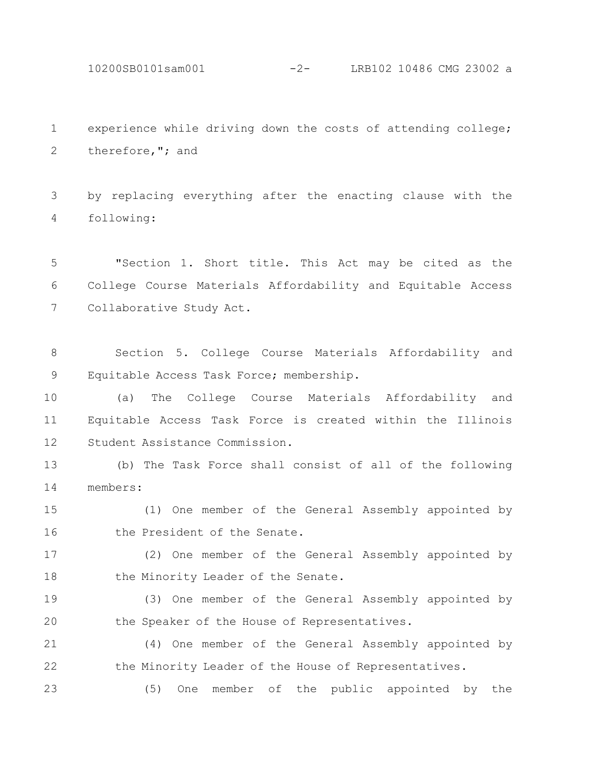experience while driving down the costs of attending college; therefore,"; and

by replacing everything after the enacting clause with the following:

"Section 1. Short title. This Act may be cited as the College Course Materials Affordability and Equitable Access Collaborative Study Act.

Section 5. College Course Materials Affordability and Equitable Access Task Force; membership.

(a) The College Course Materials Affordability and Equitable Access Task Force is created within the Illinois Student Assistance Commission.

(b) The Task Force shall consist of all of the following members:

(1) One member of the General Assembly appointed by the President of the Senate.

(2) One member of the General Assembly appointed by the Minority Leader of the Senate.

(3) One member of the General Assembly appointed by the Speaker of the House of Representatives.

(4) One member of the General Assembly appointed by the Minority Leader of the House of Representatives.

(5) One member of the public appointed by the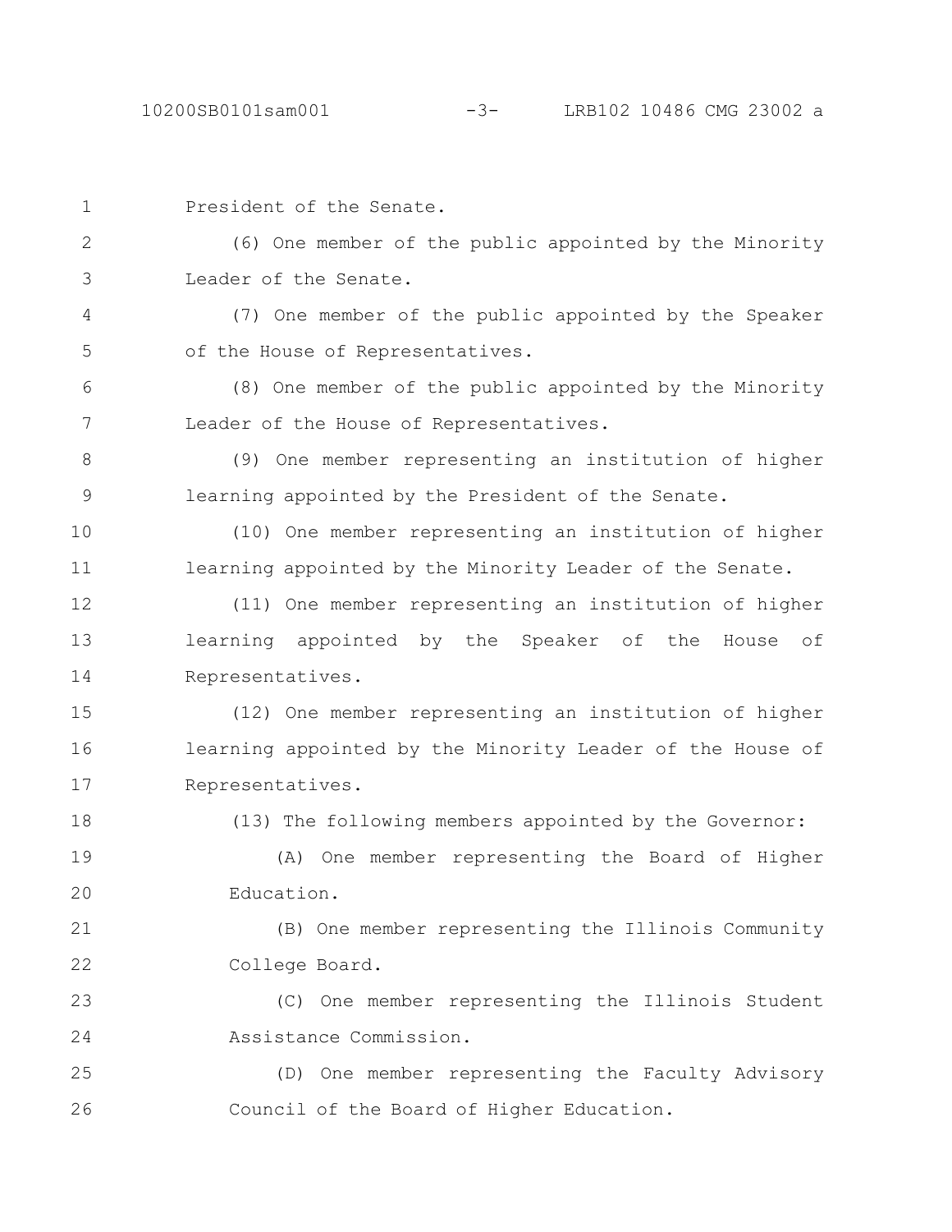President of the Senate.

(6) One member of the public appointed by the Minority Leader of the Senate.

(7) One member of the public appointed by the Speaker of the House of Representatives.

(8) One member of the public appointed by the Minority Leader of the House of Representatives.

(9) One member representing an institution of higher learning appointed by the President of the Senate.

(10) One member representing an institution of higher learning appointed by the Minority Leader of the Senate.

(11) One member representing an institution of higher learning appointed by the Speaker of the House of Representatives.

(12) One member representing an institution of higher learning appointed by the Minority Leader of the House of Representatives.

(13) The following members appointed by the Governor:

(A) One member representing the Board of Higher Education.

(B) One member representing the Illinois Community College Board.

(C) One member representing the Illinois Student Assistance Commission.

(D) One member representing the Faculty Advisory Council of the Board of Higher Education.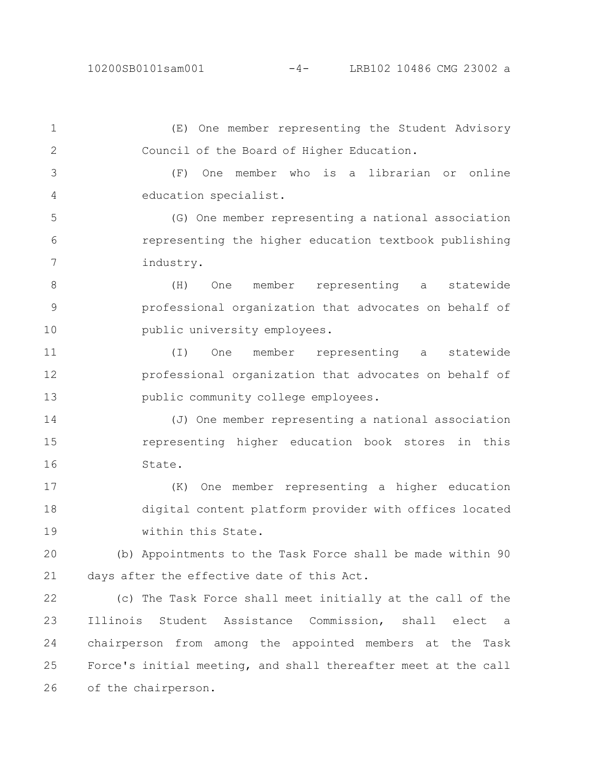(E) One member representing the Student Advisory Council of the Board of Higher Education.

(F) One member who is a librarian or online education specialist.

(G) One member representing a national association representing the higher education textbook publishing industry.

(H) One member representing a statewide professional organization that advocates on behalf of public university employees.

(I) One member representing a statewide professional organization that advocates on behalf of public community college employees.

(J) One member representing a national association representing higher education book stores in this State.

(K) One member representing a higher education digital content platform provider with offices located within this State.

(b) Appointments to the Task Force shall be made within 90 days after the effective date of this Act.

(c) The Task Force shall meet initially at the call of the Illinois Student Assistance Commission, shall elect a chairperson from among the appointed members at the Task Force's initial meeting, and shall thereafter meet at the call of the chairperson.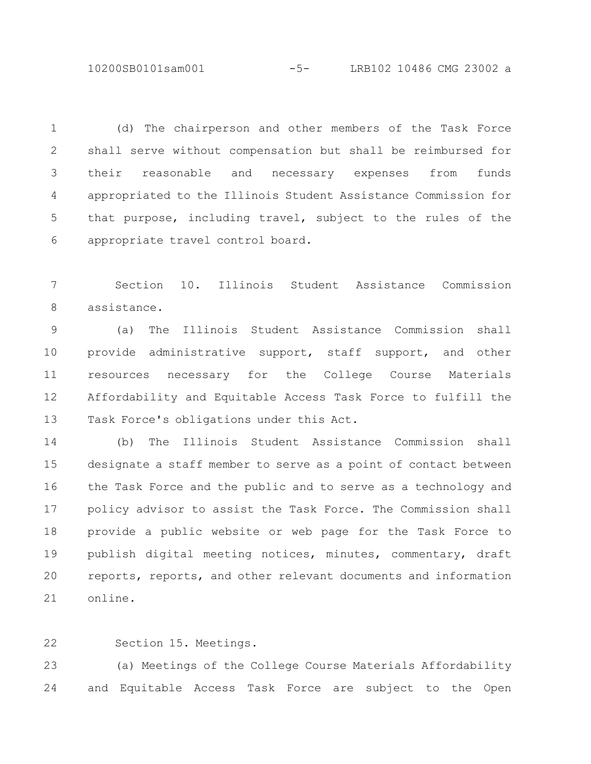(d) The chairperson and other members of the Task Force shall serve without compensation but shall be reimbursed for their reasonable and necessary expenses from funds appropriated to the Illinois Student Assistance Commission for that purpose, including travel, subject to the rules of the appropriate travel control board.

Section 10. Illinois Student Assistance Commission assistance.

(a) The Illinois Student Assistance Commission shall provide administrative support, staff support, and other resources necessary for the College Course Materials Affordability and Equitable Access Task Force to fulfill the Task Force's obligations under this Act.

(b) The Illinois Student Assistance Commission shall designate a staff member to serve as a point of contact between the Task Force and the public and to serve as a technology and policy advisor to assist the Task Force. The Commission shall provide a public website or web page for the Task Force to publish digital meeting notices, minutes, commentary, draft reports, reports, and other relevant documents and information online.

Section 15. Meetings.

(a) Meetings of the College Course Materials Affordability and Equitable Access Task Force are subject to the Open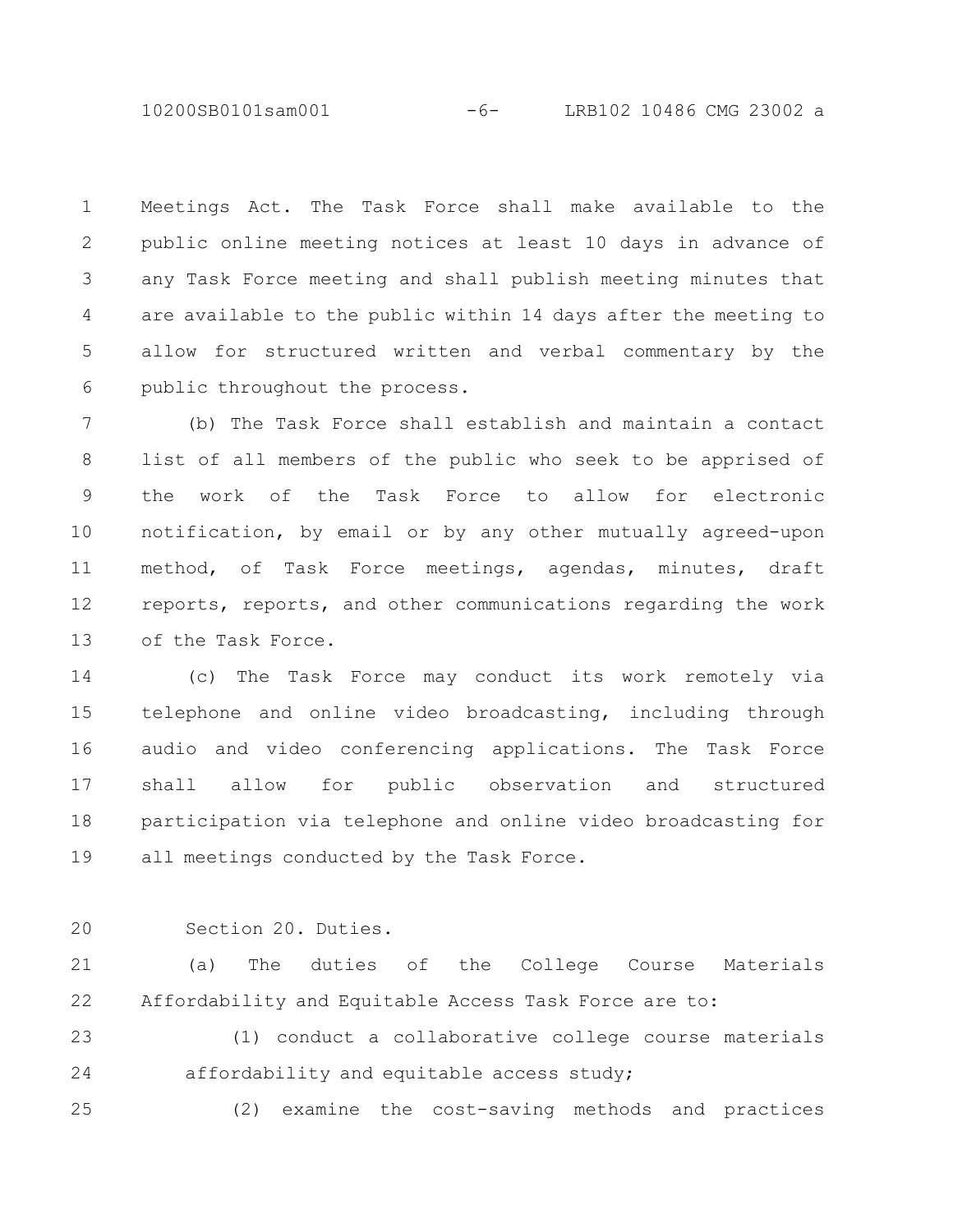Meetings Act. The Task Force shall make available to the public online meeting notices at least 10 days in advance of any Task Force meeting and shall publish meeting minutes that are available to the public within 14 days after the meeting to allow for structured written and verbal commentary by the public throughout the process.

(b) The Task Force shall establish and maintain a contact list of all members of the public who seek to be apprised of the work of the Task Force to allow for electronic notification, by email or by any other mutually agreed-upon method, of Task Force meetings, agendas, minutes, draft reports, reports, and other communications regarding the work of the Task Force.

(c) The Task Force may conduct its work remotely via telephone and online video broadcasting, including through audio and video conferencing applications. The Task Force shall allow for public observation and structured participation via telephone and online video broadcasting for all meetings conducted by the Task Force.

Section 20. Duties.

(a) The duties of the College Course Materials Affordability and Equitable Access Task Force are to:

(1) conduct a collaborative college course materials affordability and equitable access study;

(2) examine the cost-saving methods and practices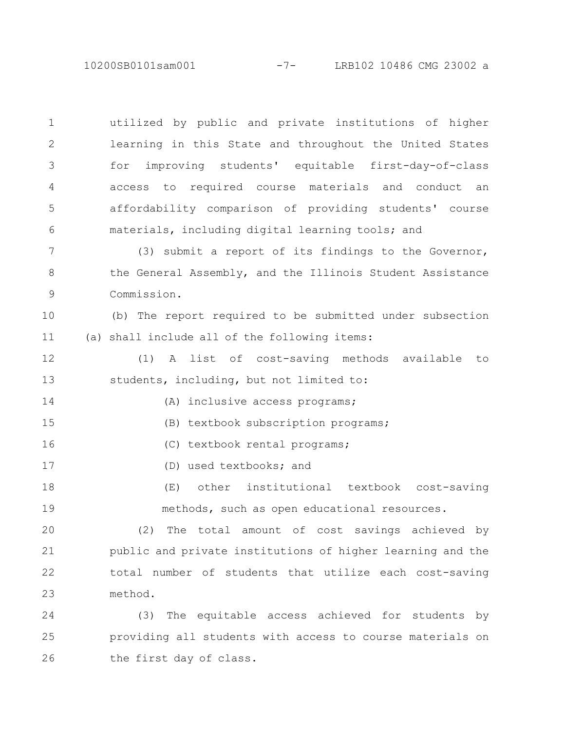utilized by public and private institutions of higher learning in this State and throughout the United States for improving students' equitable first-day-of-class access to required course materials and conduct an affordability comparison of providing students' course materials, including digital learning tools; and

(3) submit a report of its findings to the Governor, the General Assembly, and the Illinois Student Assistance Commission.

(b) The report required to be submitted under subsection (a) shall include all of the following items:

(1) A list of cost-saving methods available to students, including, but not limited to:

(A) inclusive access programs;

(B) textbook subscription programs;

(C) textbook rental programs;

(D) used textbooks; and

(E) other institutional textbook cost-saving methods, such as open educational resources.

(2) The total amount of cost savings achieved by public and private institutions of higher learning and the total number of students that utilize each cost-saving method.

(3) The equitable access achieved for students by providing all students with access to course materials on the first day of class.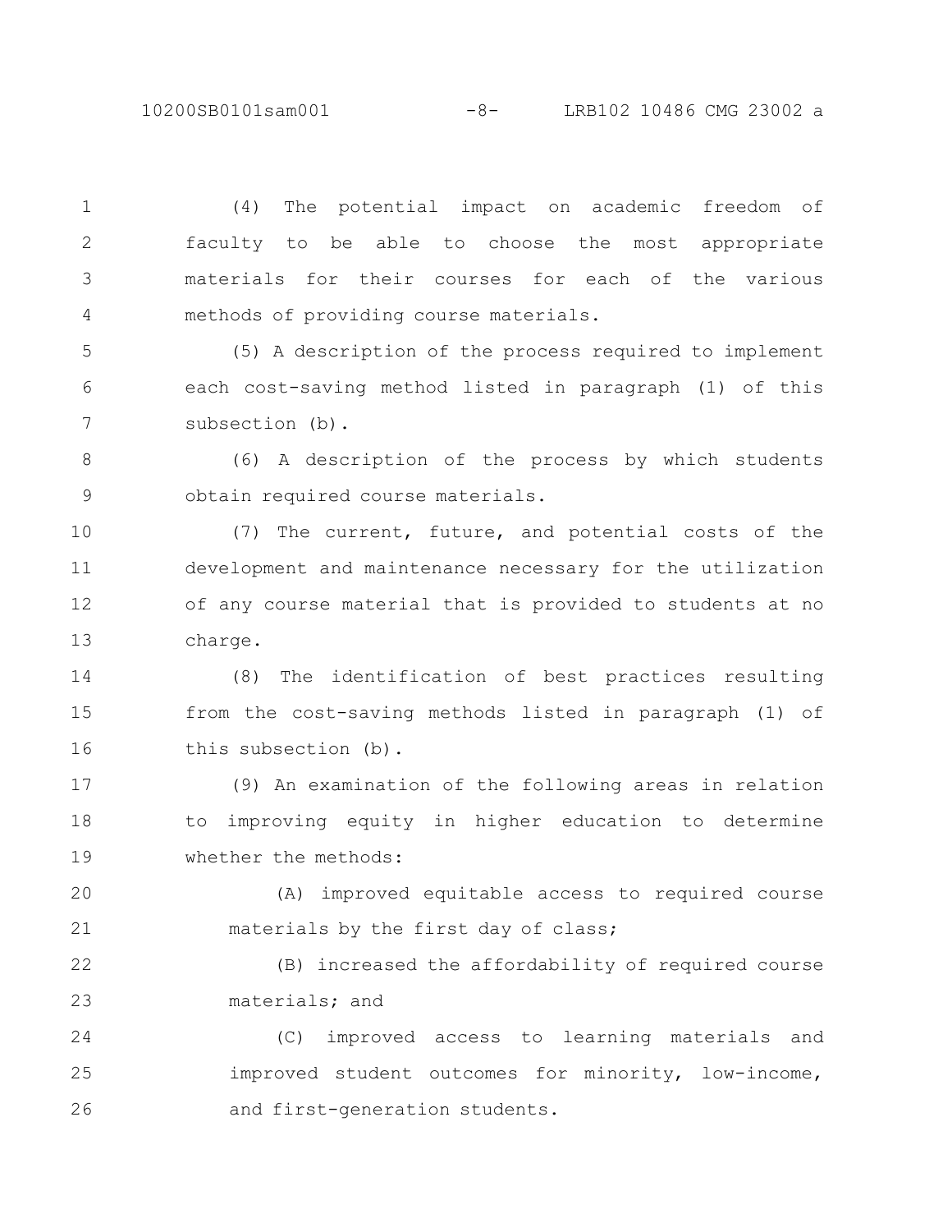(4) The potential impact on academic freedom of faculty to be able to choose the most appropriate materials for their courses for each of the various methods of providing course materials.

(5) A description of the process required to implement each cost-saving method listed in paragraph (1) of this subsection (b).

(6) A description of the process by which students obtain required course materials.

(7) The current, future, and potential costs of the development and maintenance necessary for the utilization of any course material that is provided to students at no charge.

(8) The identification of best practices resulting from the cost-saving methods listed in paragraph (1) of this subsection (b).

(9) An examination of the following areas in relation to improving equity in higher education to determine whether the methods:

(A) improved equitable access to required course materials by the first day of class;

(B) increased the affordability of required course materials; and

(C) improved access to learning materials and improved student outcomes for minority, low-income, and first-generation students.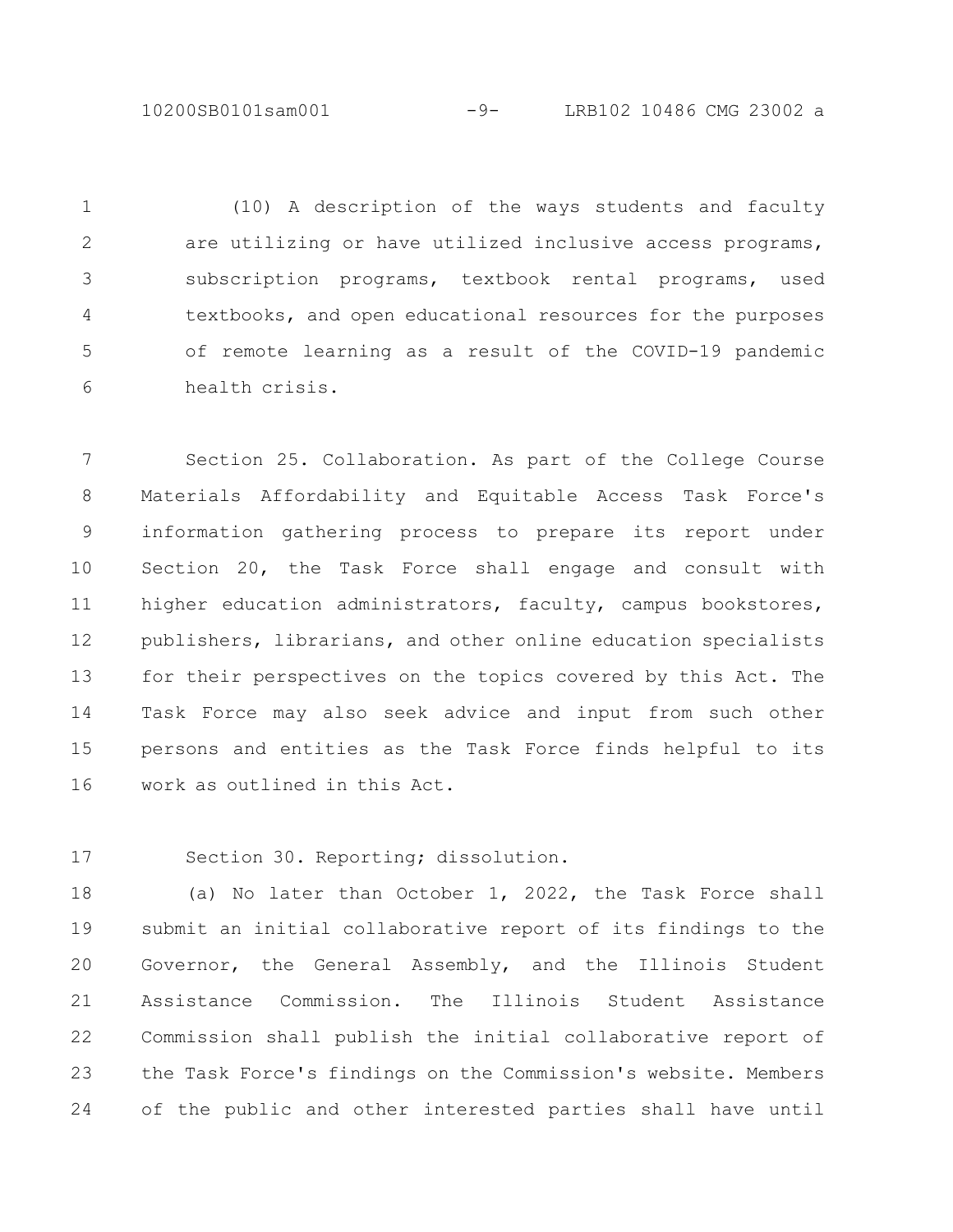(10) A description of the ways students and faculty are utilizing or have utilized inclusive access programs, subscription programs, textbook rental programs, used textbooks, and open educational resources for the purposes of remote learning as a result of the COVID-19 pandemic health crisis.

Section 25. Collaboration. As part of the College Course Materials Affordability and Equitable Access Task Force's information gathering process to prepare its report under Section 20, the Task Force shall engage and consult with higher education administrators, faculty, campus bookstores, publishers, librarians, and other online education specialists for their perspectives on the topics covered by this Act. The Task Force may also seek advice and input from such other persons and entities as the Task Force finds helpful to its work as outlined in this Act.

Section 30. Reporting; dissolution.

(a) No later than October 1, 2022, the Task Force shall submit an initial collaborative report of its findings to the Governor, the General Assembly, and the Illinois Student Assistance Commission. The Illinois Student Assistance Commission shall publish the initial collaborative report of the Task Force's findings on the Commission's website. Members of the public and other interested parties shall have until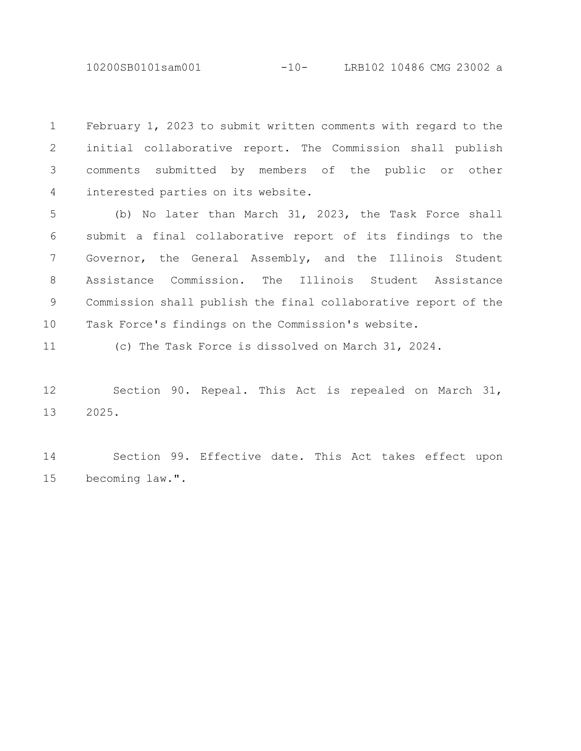February 1, 2023 to submit written comments with regard to the initial collaborative report. The Commission shall publish comments submitted by members of the public or other interested parties on its website.

(b) No later than March 31, 2023, the Task Force shall submit a final collaborative report of its findings to the Governor, the General Assembly, and the Illinois Student Assistance Commission. The Illinois Student Assistance Commission shall publish the final collaborative report of the Task Force's findings on the Commission's website.

(c) The Task Force is dissolved on March 31, 2024.

Section 90. Repeal. This Act is repealed on March 31, 2025.

Section 99. Effective date. This Act takes effect upon becoming law.".